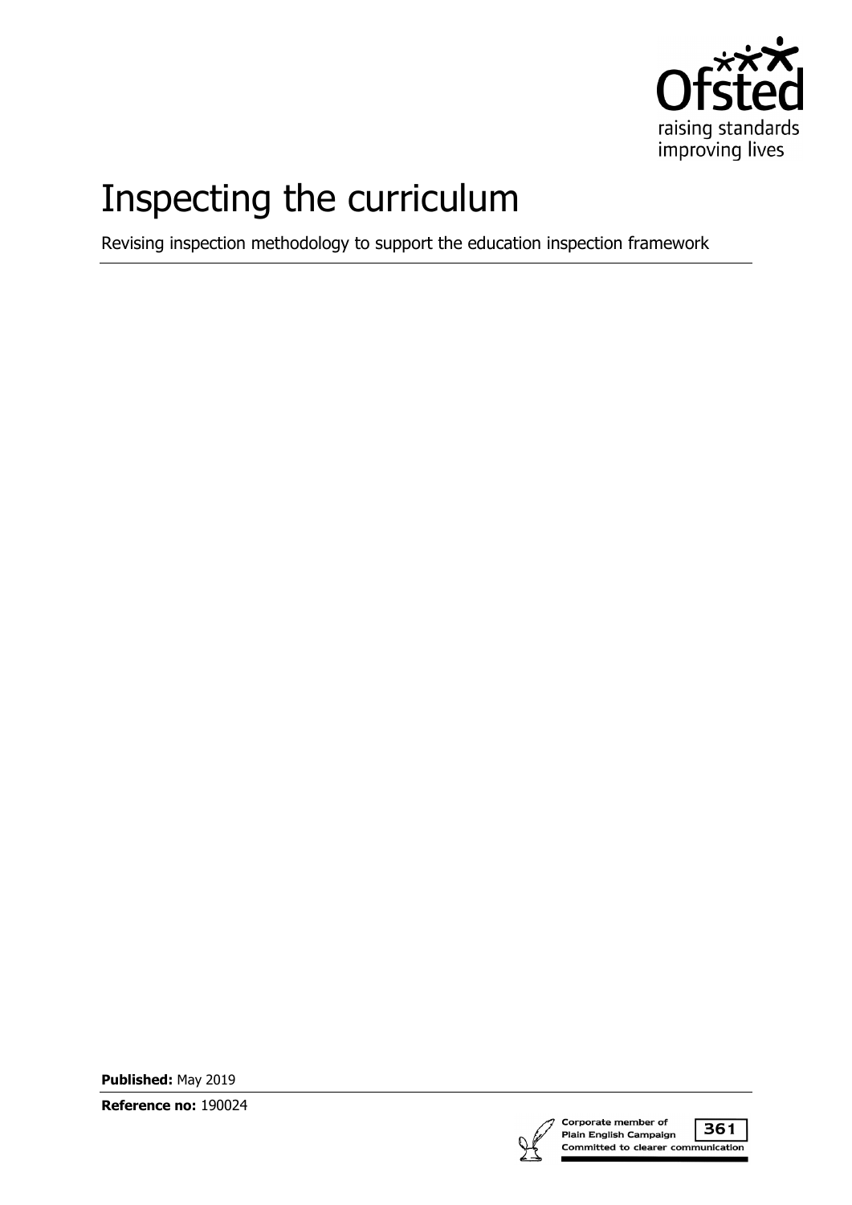# Inspecting the curriculum

Revising inspection methodology to support the education inspection framework

**Published:** May 2019

**Reference no:** 190024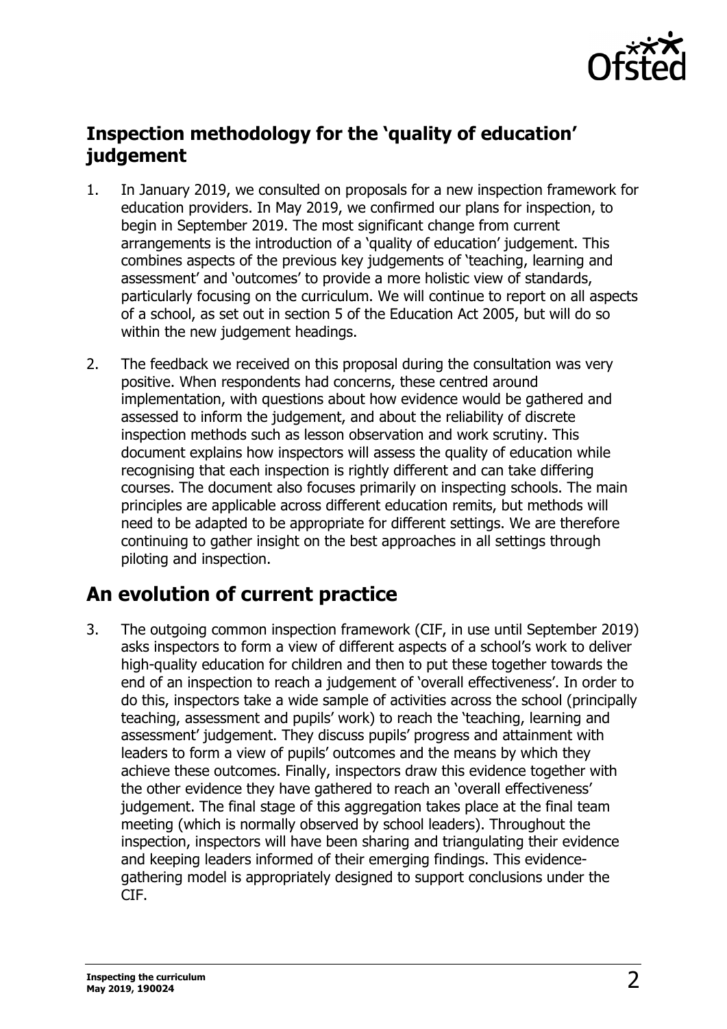## Inspection methodology for the 'quality of education' judgement

1. In January 2019, we consulted on proposals for a new inspection framework for education providers. In May 2019, we confirmed our plans for inspection, to begin in September 2019. The most significant change from current arrangements is the introduction of a 'quality of education' judgement. This combines aspects of the previous key judgements of 'teaching, learning and assessment' and 'outcomes' to provide a more holistic view of standards, particularly focusing on the curriculum. We will continue to report on all aspects of a school, as set out in section 5 of the Education Act 2005, but will do so within the new judgement headings.

2. The feedback we received on this proposal during the consultation was very positive. When respondents had concerns, these centred around implementation, with questions about how evidence would be gathered and assessed to inform the judgement, and about the reliability of discrete inspection methods such as lesson observation and work scrutiny. This document explains how inspectors will assess the quality of education while recognising that each inspection is rightly different and can take differing courses. The document also focuses primarily on inspecting schools. The main principles are applicable across different education remits, but methods will need to be adapted to be appropriate for different settings. We are therefore continuing to gather insight on the best approaches in all settings through piloting and inspection.

## An evolution of current practice

3. The outgoing common inspection framework (CIF, in use until September 2019) asks inspectors to form a view of different aspects of a school's work to deliver high-quality education for children and then to put these together towards the end of an inspection to reach a judgement of 'overall effectiveness'. In order to do this, inspectors take a wide sample of activities across the school (principally teaching, assessment and pupils' work) to reach the 'teaching, learning and assessment' judgement. They discuss pupils' progress and attainment with leaders to form a view of pupils' outcomes and the means by which they achieve these outcomes. Finally, inspectors draw this evidence together with the other evidence they have gathered to reach an 'overall effectiveness' judgement. The final stage of this aggregation takes place at the final team meeting (which is normally observed by school leaders). Throughout the inspection, inspectors will have been sharing and triangulating their evidence and keeping leaders informed of their emerging findings. This evidence-gathering model is appropriately designed to support conclusions under the CIF.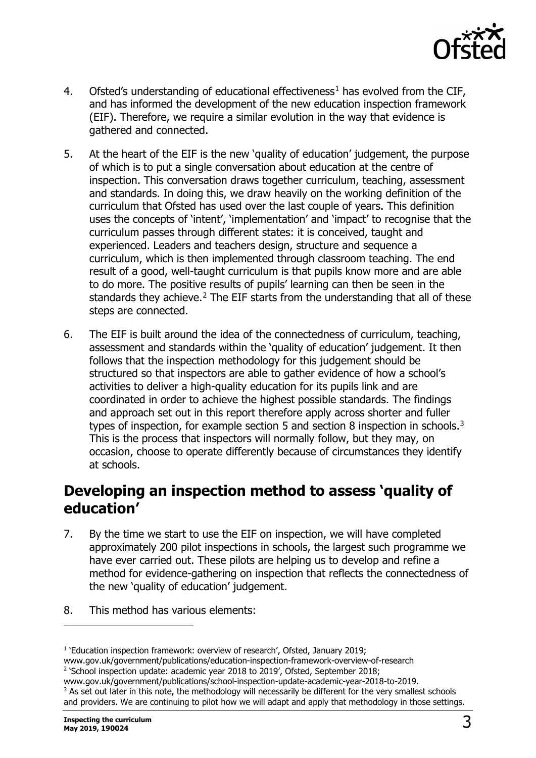4. Ofsted's understanding of educational effectiveness[1] has evolved from the CIF, and has informed the development of the new education inspection framework (EIF). Therefore, we require a similar evolution in the way that evidence is gathered and connected.

5. At the heart of the EIF is the new 'quality of education' judgement, the purpose of which is to put a single conversation about education at the centre of inspection. This conversation draws together curriculum, teaching, assessment and standards. In doing this, we draw heavily on the working definition of the curriculum that Ofsted has used over the last couple of years. This definition uses the concepts of 'intent', 'implementation' and 'impact' to recognise that the curriculum passes through different states: it is conceived, taught and experienced. Leaders and teachers design, structure and sequence a curriculum, which is then implemented through classroom teaching. The end result of a good, well-taught curriculum is that pupils know more and are able to do more. The positive results of pupils' learning can then be seen in the standards they achieve.[2] The EIF starts from the understanding that all of these steps are connected.

6. The EIF is built around the idea of the connectedness of curriculum, teaching, assessment and standards within the 'quality of education' judgement. It then follows that the inspection methodology for this judgement should be structured so that inspectors are able to gather evidence of how a school's activities to deliver a high-quality education for its pupils link and are coordinated in order to achieve the highest possible standards. The findings and approach set out in this report therefore apply across shorter and fuller types of inspection, for example section 5 and section 8 inspection in schools.[3] This is the process that inspectors will normally follow, but they may, on occasion, choose to operate differently because of circumstances they identify at schools.

## Developing an inspection method to assess 'quality of education'

7. By the time we start to use the EIF on inspection, we will have completed approximately 200 pilot inspections in schools, the largest such programme we have ever carried out. These pilots are helping us to develop and refine a method for evidence-gathering on inspection that reflects the connectedness of the new 'quality of education' judgement.

8. This method has various elements:

---

[1] 'Education inspection framework: overview of research', Ofsted, January 2019; www.gov.uk/government/publications/education-inspection-framework-overview-of-research

[2] 'School inspection update: academic year 2018 to 2019', Ofsted, September 2018; www.gov.uk/government/publications/school-inspection-update-academic-year-2018-to-2019.

[3] As set out later in this note, the methodology will necessarily be different for the very smallest schools and providers. We are continuing to pilot how we will adapt and apply that methodology in those settings.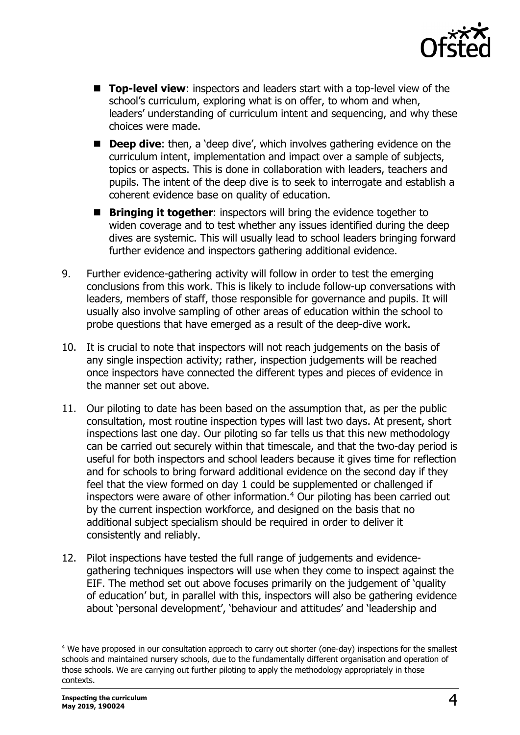- **Top-level view**: inspectors and leaders start with a top-level view of the school's curriculum, exploring what is on offer, to whom and when, leaders' understanding of curriculum intent and sequencing, and why these choices were made.
- **Deep dive**: then, a 'deep dive', which involves gathering evidence on the curriculum intent, implementation and impact over a sample of subjects, topics or aspects. This is done in collaboration with leaders, teachers and pupils. The intent of the deep dive is to seek to interrogate and establish a coherent evidence base on quality of education.
- **Bringing it together**: inspectors will bring the evidence together to widen coverage and to test whether any issues identified during the deep dives are systemic. This will usually lead to school leaders bringing forward further evidence and inspectors gathering additional evidence.

9. Further evidence-gathering activity will follow in order to test the emerging conclusions from this work. This is likely to include follow-up conversations with leaders, members of staff, those responsible for governance and pupils. It will usually also involve sampling of other areas of education within the school to probe questions that have emerged as a result of the deep-dive work.

10. It is crucial to note that inspectors will not reach judgements on the basis of any single inspection activity; rather, inspection judgements will be reached once inspectors have connected the different types and pieces of evidence in the manner set out above.

11. Our piloting to date has been based on the assumption that, as per the public consultation, most routine inspection types will last two days. At present, short inspections last one day. Our piloting so far tells us that this new methodology can be carried out securely within that timescale, and that the two-day period is useful for both inspectors and school leaders because it gives time for reflection and for schools to bring forward additional evidence on the second day if they feel that the view formed on day 1 could be supplemented or challenged if inspectors were aware of other information.[4] Our piloting has been carried out by the current inspection workforce, and designed on the basis that no additional subject specialism should be required in order to deliver it consistently and reliably.

12. Pilot inspections have tested the full range of judgements and evidence-gathering techniques inspectors will use when they come to inspect against the EIF. The method set out above focuses primarily on the judgement of 'quality of education' but, in parallel with this, inspectors will also be gathering evidence about 'personal development', 'behaviour and attitudes' and 'leadership and

---

[4] We have proposed in our consultation approach to carry out shorter (one-day) inspections for the smallest schools and maintained nursery schools, due to the fundamentally different organisation and operation of those schools. We are carrying out further piloting to apply the methodology appropriately in those contexts.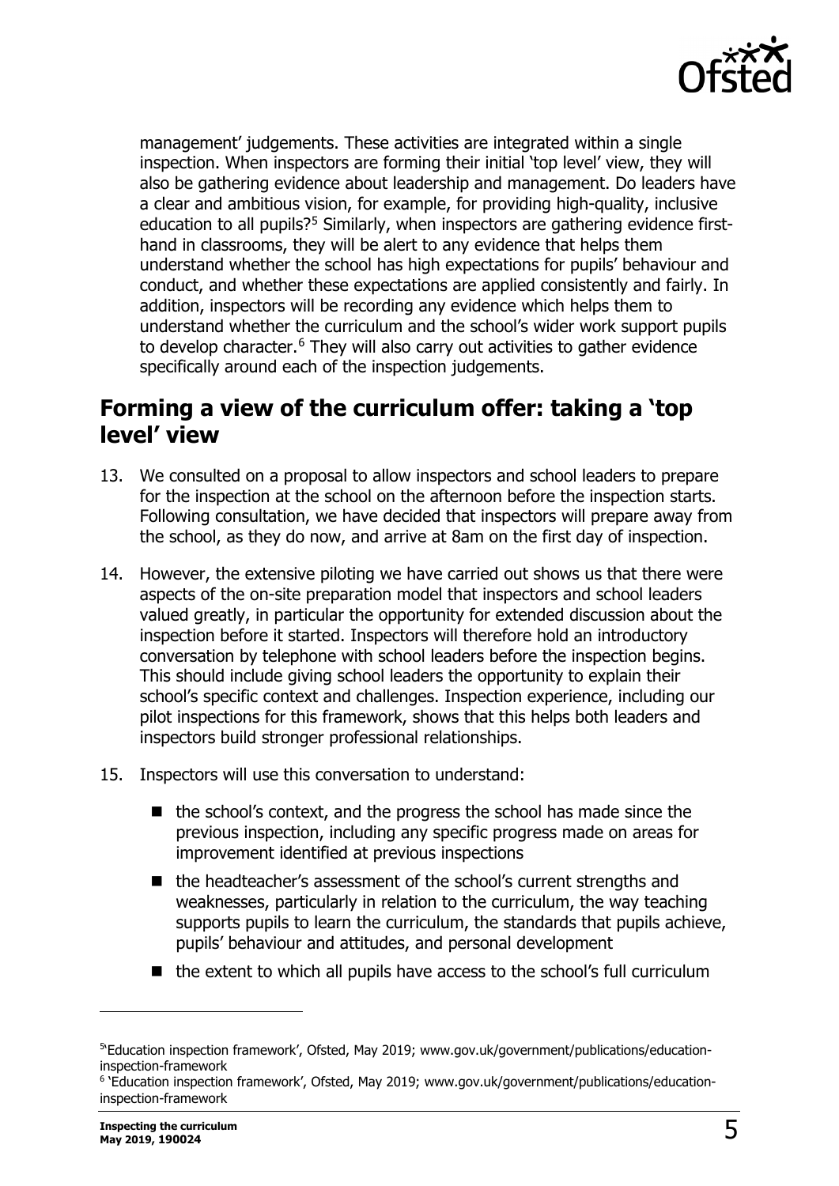management' judgements. These activities are integrated within a single inspection. When inspectors are forming their initial 'top level' view, they will also be gathering evidence about leadership and management. Do leaders have a clear and ambitious vision, for example, for providing high-quality, inclusive education to all pupils?[5] Similarly, when inspectors are gathering evidence first-hand in classrooms, they will be alert to any evidence that helps them understand whether the school has high expectations for pupils' behaviour and conduct, and whether these expectations are applied consistently and fairly. In addition, inspectors will be recording any evidence which helps them to understand whether the curriculum and the school's wider work support pupils to develop character.[6] They will also carry out activities to gather evidence specifically around each of the inspection judgements.

## Forming a view of the curriculum offer: taking a 'top level' view

13. We consulted on a proposal to allow inspectors and school leaders to prepare for the inspection at the school on the afternoon before the inspection starts. Following consultation, we have decided that inspectors will prepare away from the school, as they do now, and arrive at 8am on the first day of inspection.

14. However, the extensive piloting we have carried out shows us that there were aspects of the on-site preparation model that inspectors and school leaders valued greatly, in particular the opportunity for extended discussion about the inspection before it started. Inspectors will therefore hold an introductory conversation by telephone with school leaders before the inspection begins. This should include giving school leaders the opportunity to explain their school's specific context and challenges. Inspection experience, including our pilot inspections for this framework, shows that this helps both leaders and inspectors build stronger professional relationships.

15. Inspectors will use this conversation to understand:

    - the school's context, and the progress the school has made since the previous inspection, including any specific progress made on areas for improvement identified at previous inspections
    - the headteacher's assessment of the school's current strengths and weaknesses, particularly in relation to the curriculum, the way teaching supports pupils to learn the curriculum, the standards that pupils achieve, pupils' behaviour and attitudes, and personal development
    - the extent to which all pupils have access to the school's full curriculum

---

[5] 'Education inspection framework', Ofsted, May 2019; www.gov.uk/government/publications/education-inspection-framework

[6] 'Education inspection framework', Ofsted, May 2019; www.gov.uk/government/publications/education-inspection-framework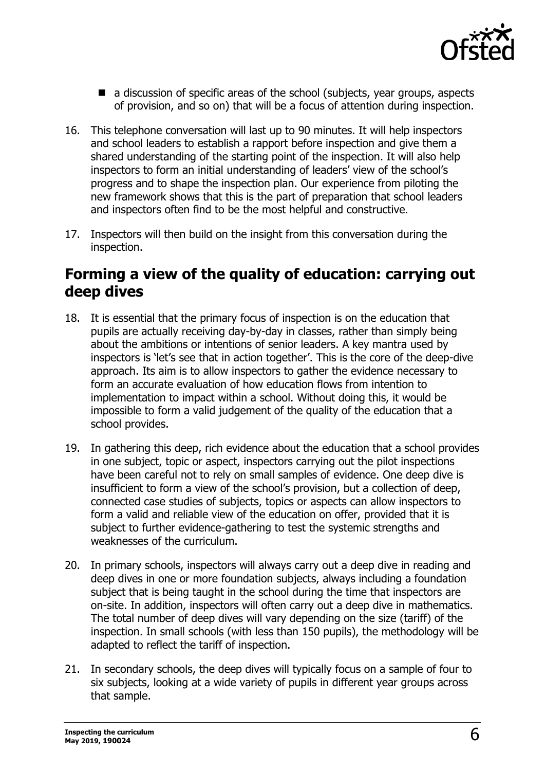- a discussion of specific areas of the school (subjects, year groups, aspects of provision, and so on) that will be a focus of attention during inspection.

16. This telephone conversation will last up to 90 minutes. It will help inspectors and school leaders to establish a rapport before inspection and give them a shared understanding of the starting point of the inspection. It will also help inspectors to form an initial understanding of leaders' view of the school's progress and to shape the inspection plan. Our experience from piloting the new framework shows that this is the part of preparation that school leaders and inspectors often find to be the most helpful and constructive.

17. Inspectors will then build on the insight from this conversation during the inspection.

## Forming a view of the quality of education: carrying out deep dives

18. It is essential that the primary focus of inspection is on the education that pupils are actually receiving day-by-day in classes, rather than simply being about the ambitions or intentions of senior leaders. A key mantra used by inspectors is 'let's see that in action together'. This is the core of the deep-dive approach. Its aim is to allow inspectors to gather the evidence necessary to form an accurate evaluation of how education flows from intention to implementation to impact within a school. Without doing this, it would be impossible to form a valid judgement of the quality of the education that a school provides.

19. In gathering this deep, rich evidence about the education that a school provides in one subject, topic or aspect, inspectors carrying out the pilot inspections have been careful not to rely on small samples of evidence. One deep dive is insufficient to form a view of the school's provision, but a collection of deep, connected case studies of subjects, topics or aspects can allow inspectors to form a valid and reliable view of the education on offer, provided that it is subject to further evidence-gathering to test the systemic strengths and weaknesses of the curriculum.

20. In primary schools, inspectors will always carry out a deep dive in reading and deep dives in one or more foundation subjects, always including a foundation subject that is being taught in the school during the time that inspectors are on-site. In addition, inspectors will often carry out a deep dive in mathematics. The total number of deep dives will vary depending on the size (tariff) of the inspection. In small schools (with less than 150 pupils), the methodology will be adapted to reflect the tariff of inspection.

21. In secondary schools, the deep dives will typically focus on a sample of four to six subjects, looking at a wide variety of pupils in different year groups across that sample.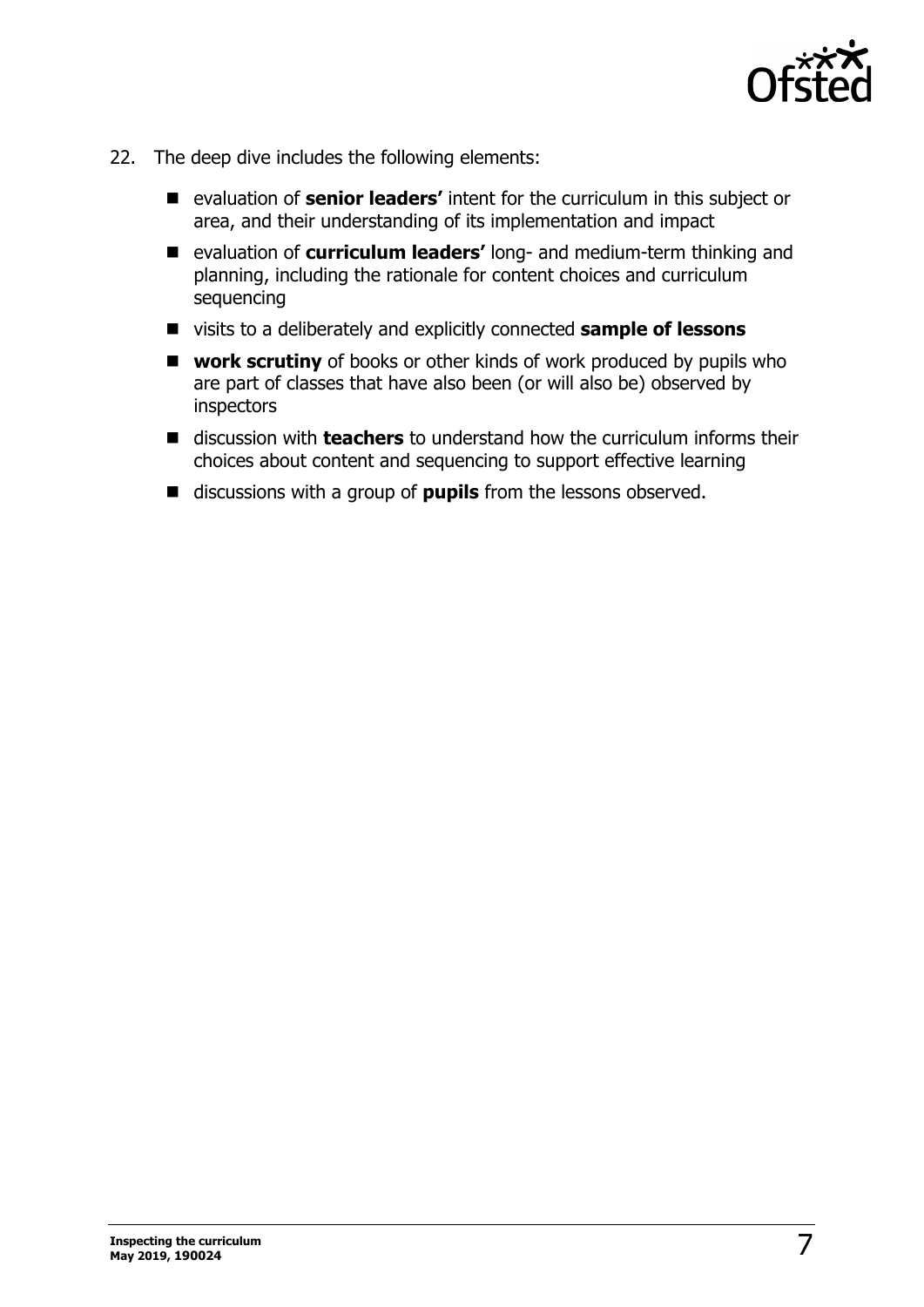22. The deep dive includes the following elements:

- evaluation of **senior leaders'** intent for the curriculum in this subject or area, and their understanding of its implementation and impact
- evaluation of **curriculum leaders'** long- and medium-term thinking and planning, including the rationale for content choices and curriculum sequencing
- visits to a deliberately and explicitly connected **sample of lessons**
- **work scrutiny** of books or other kinds of work produced by pupils who are part of classes that have also been (or will also be) observed by inspectors
- discussion with **teachers** to understand how the curriculum informs their choices about content and sequencing to support effective learning
- discussions with a group of **pupils** from the lessons observed.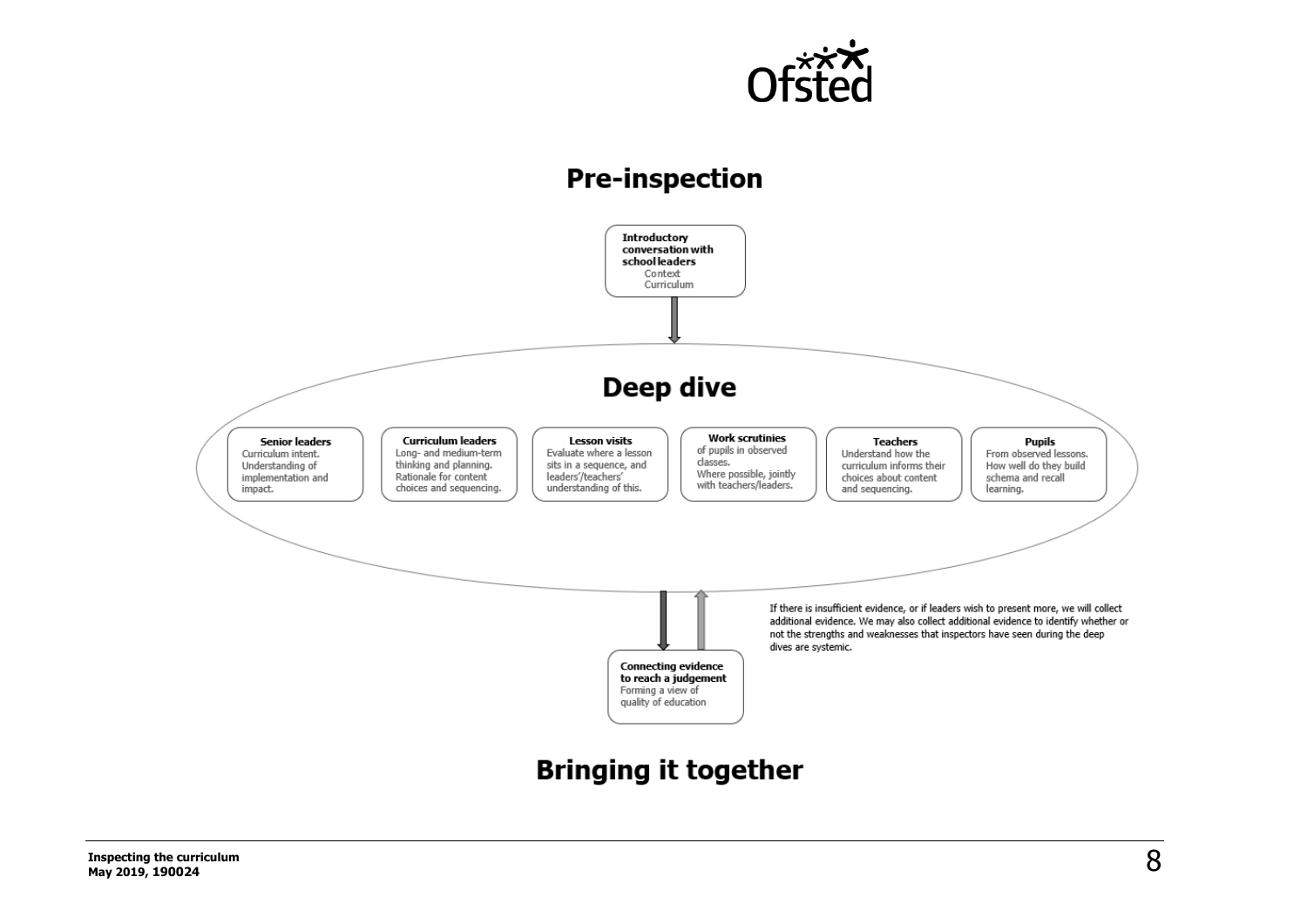## Pre-inspection

**Introductory conversation with school leaders**
Context
Curriculum

## Deep dive

**Senior leaders**
Curriculum intent. Understanding of implementation and impact.

**Curriculum leaders**
Long- and medium-term thinking and planning. Rationale for content choices and sequencing.

**Lesson visits**
Evaluate where a lesson sits in a sequence, and leaders'/teachers' understanding of this.

**Work scrutinies**
of pupils in observed classes.
Where possible, jointly with teachers/leaders.

**Teachers**
Understand how the curriculum informs their choices about content and sequencing.

**Pupils**
From observed lessons. How well do they build schema and recall learning.

If there is insufficient evidence, or if leaders wish to present more, we will collect additional evidence. We may also collect additional evidence to identify whether or not the strengths and weaknesses that inspectors have seen during the deep dives are systemic.

**Connecting evidence to reach a judgement**
Forming a view of quality of education

## Bringing it together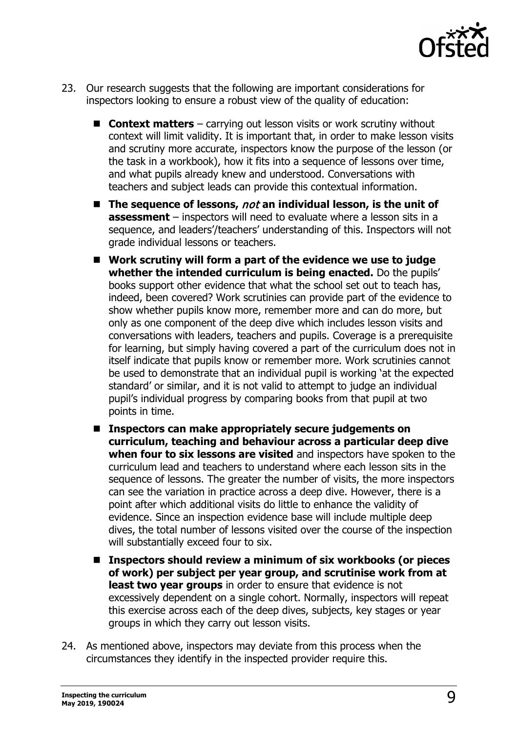23. Our research suggests that the following are important considerations for inspectors looking to ensure a robust view of the quality of education:

    - **Context matters** – carrying out lesson visits or work scrutiny without context will limit validity. It is important that, in order to make lesson visits and scrutiny more accurate, inspectors know the purpose of the lesson (or the task in a workbook), how it fits into a sequence of lessons over time, and what pupils already knew and understood. Conversations with teachers and subject leads can provide this contextual information.
    - **The sequence of lessons, *not* an individual lesson, is the unit of assessment** – inspectors will need to evaluate where a lesson sits in a sequence, and leaders'/teachers' understanding of this. Inspectors will not grade individual lessons or teachers.
    - **Work scrutiny will form a part of the evidence we use to judge whether the intended curriculum is being enacted.** Do the pupils' books support other evidence that what the school set out to teach has, indeed, been covered? Work scrutinies can provide part of the evidence to show whether pupils know more, remember more and can do more, but only as one component of the deep dive which includes lesson visits and conversations with leaders, teachers and pupils. Coverage is a prerequisite for learning, but simply having covered a part of the curriculum does not in itself indicate that pupils know or remember more. Work scrutinies cannot be used to demonstrate that an individual pupil is working 'at the expected standard' or similar, and it is not valid to attempt to judge an individual pupil's individual progress by comparing books from that pupil at two points in time.
    - **Inspectors can make appropriately secure judgements on curriculum, teaching and behaviour across a particular deep dive when four to six lessons are visited** and inspectors have spoken to the curriculum lead and teachers to understand where each lesson sits in the sequence of lessons. The greater the number of visits, the more inspectors can see the variation in practice across a deep dive. However, there is a point after which additional visits do little to enhance the validity of evidence. Since an inspection evidence base will include multiple deep dives, the total number of lessons visited over the course of the inspection will substantially exceed four to six.
    - **Inspectors should review a minimum of six workbooks (or pieces of work) per subject per year group, and scrutinise work from at least two year groups** in order to ensure that evidence is not excessively dependent on a single cohort. Normally, inspectors will repeat this exercise across each of the deep dives, subjects, key stages or year groups in which they carry out lesson visits.

24. As mentioned above, inspectors may deviate from this process when the circumstances they identify in the inspected provider require this.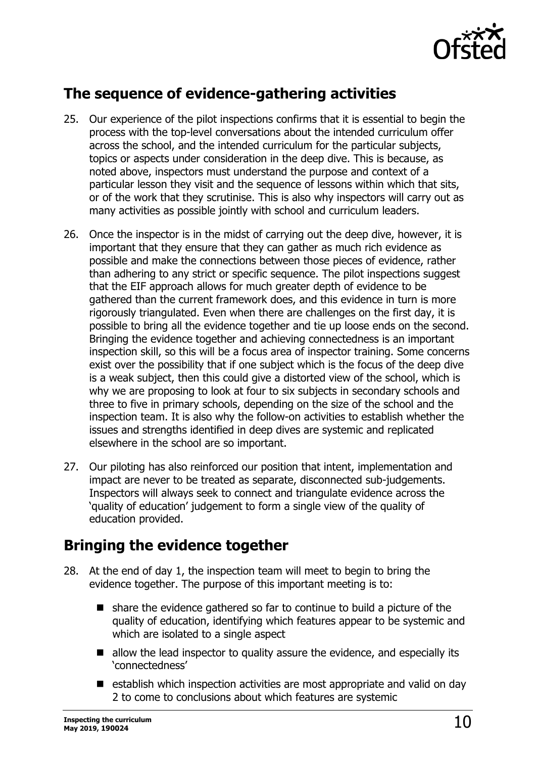## The sequence of evidence-gathering activities

25. Our experience of the pilot inspections confirms that it is essential to begin the process with the top-level conversations about the intended curriculum offer across the school, and the intended curriculum for the particular subjects, topics or aspects under consideration in the deep dive. This is because, as noted above, inspectors must understand the purpose and context of a particular lesson they visit and the sequence of lessons within which that sits, or of the work that they scrutinise. This is also why inspectors will carry out as many activities as possible jointly with school and curriculum leaders.

26. Once the inspector is in the midst of carrying out the deep dive, however, it is important that they ensure that they can gather as much rich evidence as possible and make the connections between those pieces of evidence, rather than adhering to any strict or specific sequence. The pilot inspections suggest that the EIF approach allows for much greater depth of evidence to be gathered than the current framework does, and this evidence in turn is more rigorously triangulated. Even when there are challenges on the first day, it is possible to bring all the evidence together and tie up loose ends on the second. Bringing the evidence together and achieving connectedness is an important inspection skill, so this will be a focus area of inspector training. Some concerns exist over the possibility that if one subject which is the focus of the deep dive is a weak subject, then this could give a distorted view of the school, which is why we are proposing to look at four to six subjects in secondary schools and three to five in primary schools, depending on the size of the school and the inspection team. It is also why the follow-on activities to establish whether the issues and strengths identified in deep dives are systemic and replicated elsewhere in the school are so important.

27. Our piloting has also reinforced our position that intent, implementation and impact are never to be treated as separate, disconnected sub-judgements. Inspectors will always seek to connect and triangulate evidence across the 'quality of education' judgement to form a single view of the quality of education provided.

## Bringing the evidence together

28. At the end of day 1, the inspection team will meet to begin to bring the evidence together. The purpose of this important meeting is to:

    - share the evidence gathered so far to continue to build a picture of the quality of education, identifying which features appear to be systemic and which are isolated to a single aspect
    - allow the lead inspector to quality assure the evidence, and especially its 'connectedness'
    - establish which inspection activities are most appropriate and valid on day 2 to come to conclusions about which features are systemic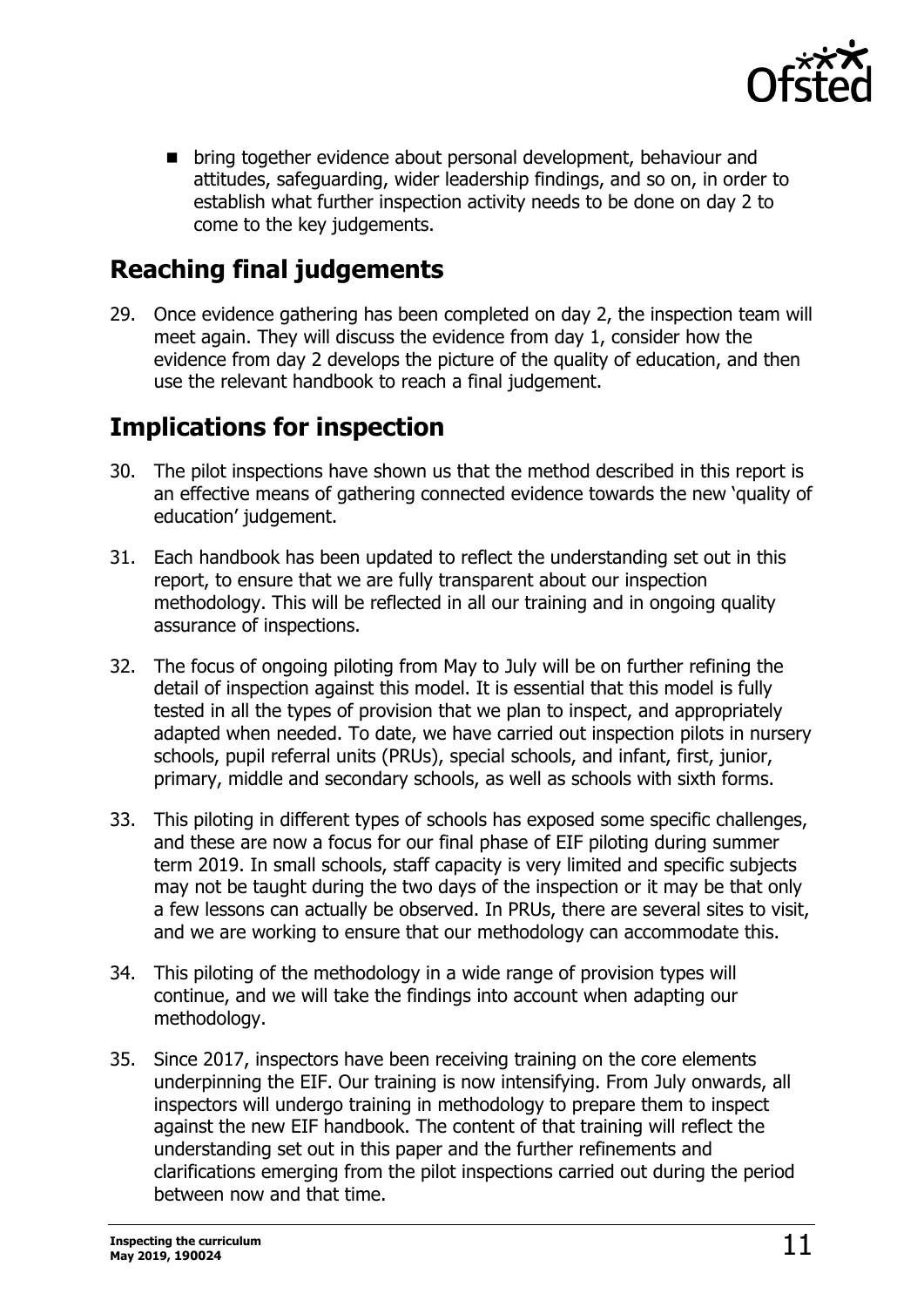- bring together evidence about personal development, behaviour and attitudes, safeguarding, wider leadership findings, and so on, in order to establish what further inspection activity needs to be done on day 2 to come to the key judgements.

## Reaching final judgements

29. Once evidence gathering has been completed on day 2, the inspection team will meet again. They will discuss the evidence from day 1, consider how the evidence from day 2 develops the picture of the quality of education, and then use the relevant handbook to reach a final judgement.

## Implications for inspection

30. The pilot inspections have shown us that the method described in this report is an effective means of gathering connected evidence towards the new 'quality of education' judgement.

31. Each handbook has been updated to reflect the understanding set out in this report, to ensure that we are fully transparent about our inspection methodology. This will be reflected in all our training and in ongoing quality assurance of inspections.

32. The focus of ongoing piloting from May to July will be on further refining the detail of inspection against this model. It is essential that this model is fully tested in all the types of provision that we plan to inspect, and appropriately adapted when needed. To date, we have carried out inspection pilots in nursery schools, pupil referral units (PRUs), special schools, and infant, first, junior, primary, middle and secondary schools, as well as schools with sixth forms.

33. This piloting in different types of schools has exposed some specific challenges, and these are now a focus for our final phase of EIF piloting during summer term 2019. In small schools, staff capacity is very limited and specific subjects may not be taught during the two days of the inspection or it may be that only a few lessons can actually be observed. In PRUs, there are several sites to visit, and we are working to ensure that our methodology can accommodate this.

34. This piloting of the methodology in a wide range of provision types will continue, and we will take the findings into account when adapting our methodology.

35. Since 2017, inspectors have been receiving training on the core elements underpinning the EIF. Our training is now intensifying. From July onwards, all inspectors will undergo training in methodology to prepare them to inspect against the new EIF handbook. The content of that training will reflect the understanding set out in this paper and the further refinements and clarifications emerging from the pilot inspections carried out during the period between now and that time.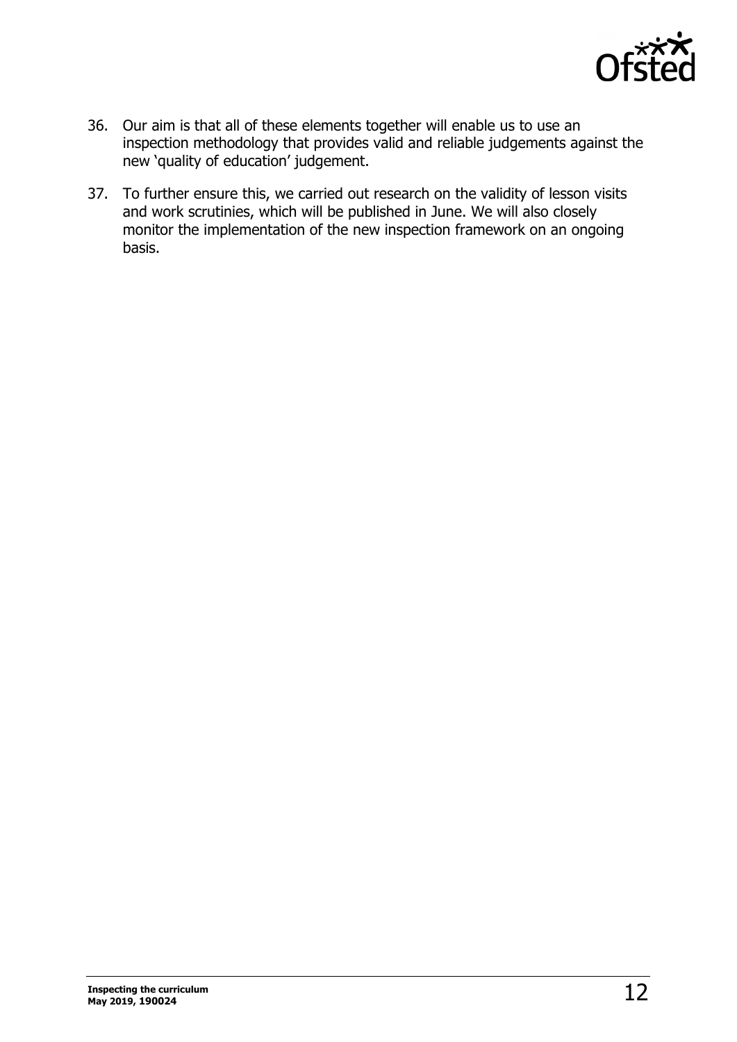36. Our aim is that all of these elements together will enable us to use an inspection methodology that provides valid and reliable judgements against the new 'quality of education' judgement.

37. To further ensure this, we carried out research on the validity of lesson visits and work scrutinies, which will be published in June. We will also closely monitor the implementation of the new inspection framework on an ongoing basis.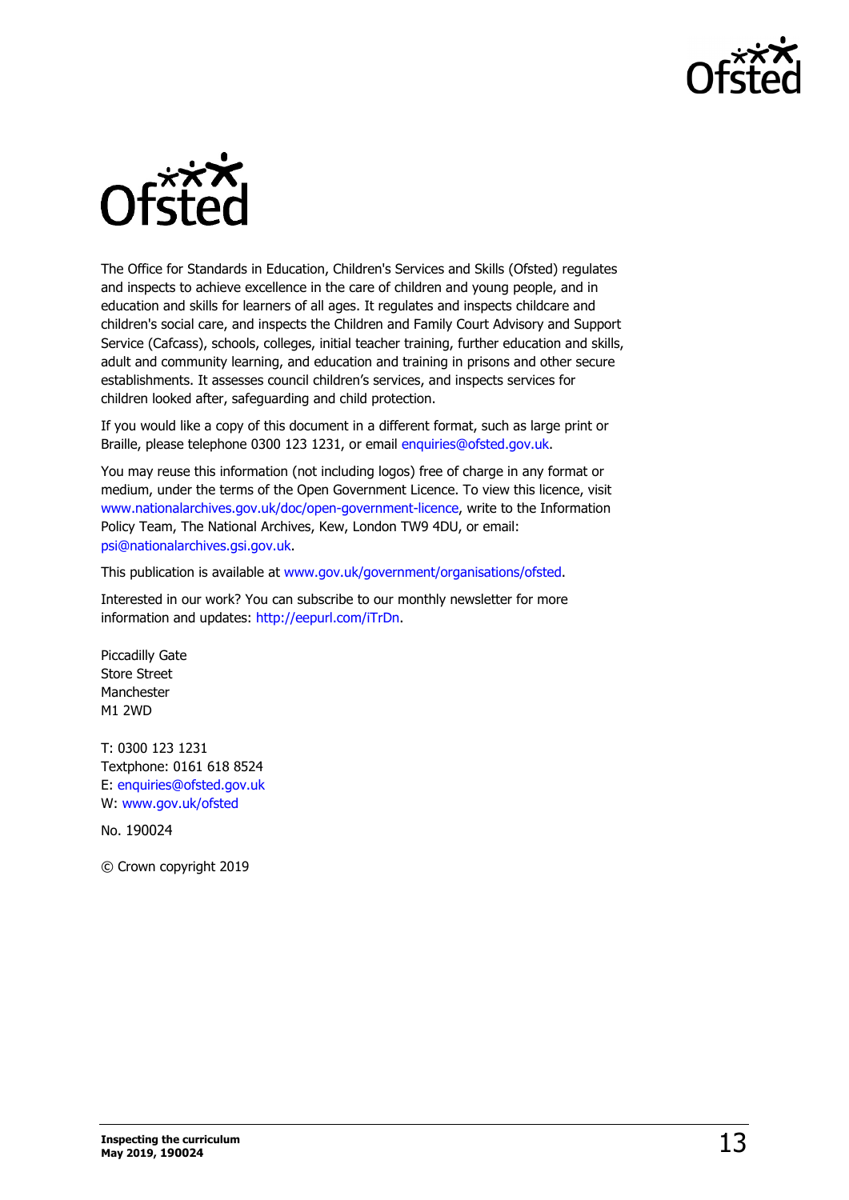The Office for Standards in Education, Children's Services and Skills (Ofsted) regulates and inspects to achieve excellence in the care of children and young people, and in education and skills for learners of all ages. It regulates and inspects childcare and children's social care, and inspects the Children and Family Court Advisory and Support Service (Cafcass), schools, colleges, initial teacher training, further education and skills, adult and community learning, and education and training in prisons and other secure establishments. It assesses council children's services, and inspects services for children looked after, safeguarding and child protection.

If you would like a copy of this document in a different format, such as large print or Braille, please telephone 0300 123 1231, or email enquiries@ofsted.gov.uk.

You may reuse this information (not including logos) free of charge in any format or medium, under the terms of the Open Government Licence. To view this licence, visit www.nationalarchives.gov.uk/doc/open-government-licence, write to the Information Policy Team, The National Archives, Kew, London TW9 4DU, or email: psi@nationalarchives.gsi.gov.uk.

This publication is available at www.gov.uk/government/organisations/ofsted.

Interested in our work? You can subscribe to our monthly newsletter for more information and updates: http://eepurl.com/iTrDn.

Piccadilly Gate
Store Street
Manchester
M1 2WD

T: 0300 123 1231
Textphone: 0161 618 8524
E: enquiries@ofsted.gov.uk
W: www.gov.uk/ofsted

No. 190024

© Crown copyright 2019